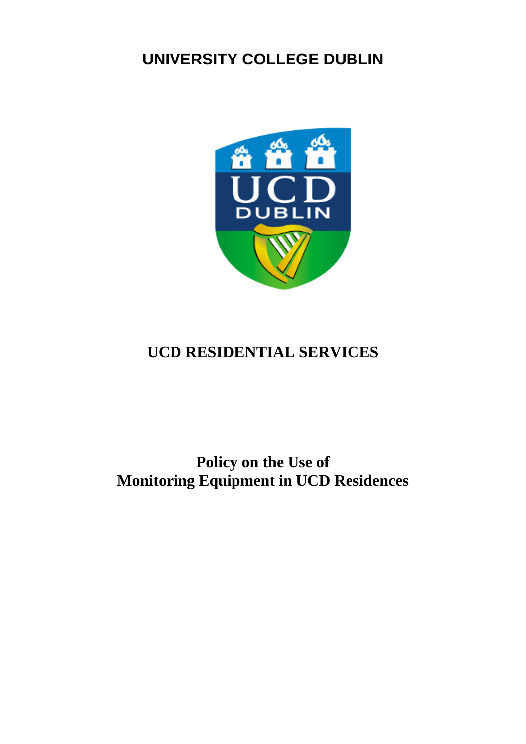# UNIVERSITY COLLEGE DUBLIN

## UCD RESIDENTIAL SERVICES

## Policy on the Use of Monitoring Equipment in UCD Residences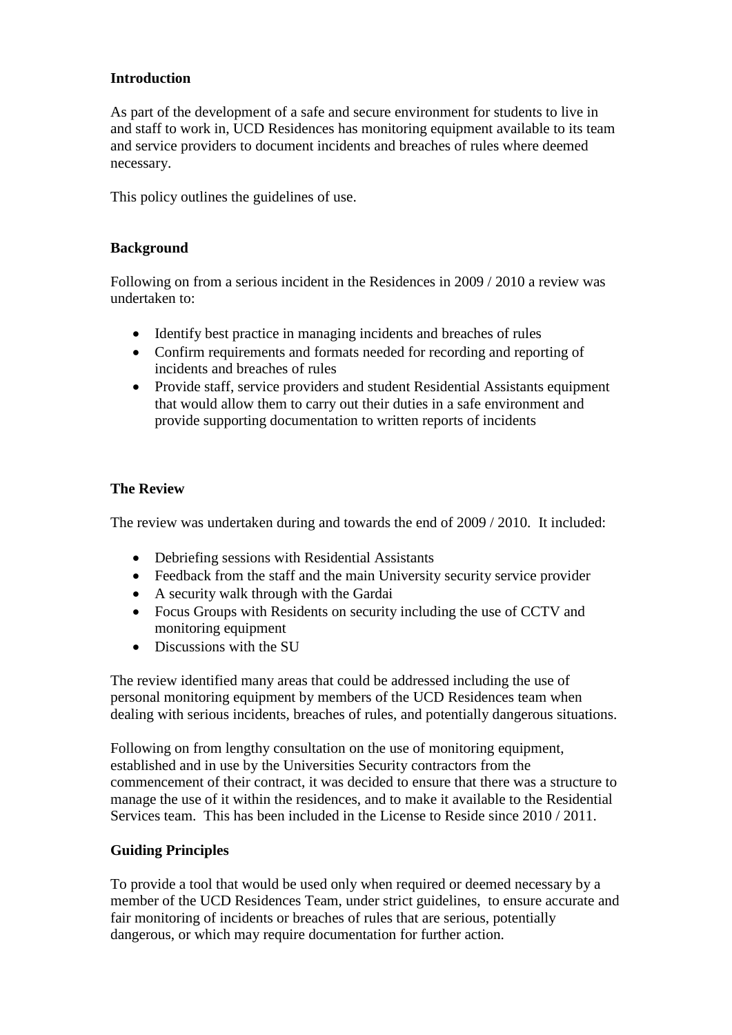**Introduction**

As part of the development of a safe and secure environment for students to live in and staff to work in, UCD Residences has monitoring equipment available to its team and service providers to document incidents and breaches of rules where deemed necessary.

This policy outlines the guidelines of use.

**Background**

Following on from a serious incident in the Residences in 2009 / 2010 a review was undertaken to:

- Identify best practice in managing incidents and breaches of rules
- Confirm requirements and formats needed for recording and reporting of incidents and breaches of rules
- Provide staff, service providers and student Residential Assistants equipment that would allow them to carry out their duties in a safe environment and provide supporting documentation to written reports of incidents

**The Review**

The review was undertaken during and towards the end of 2009 / 2010. It included:

- Debriefing sessions with Residential Assistants
- Feedback from the staff and the main University security service provider
- A security walk through with the Gardai
- Focus Groups with Residents on security including the use of CCTV and monitoring equipment
- Discussions with the SU

The review identified many areas that could be addressed including the use of personal monitoring equipment by members of the UCD Residences team when dealing with serious incidents, breaches of rules, and potentially dangerous situations.

Following on from lengthy consultation on the use of monitoring equipment, established and in use by the Universities Security contractors from the commencement of their contract, it was decided to ensure that there was a structure to manage the use of it within the residences, and to make it available to the Residential Services team. This has been included in the License to Reside since 2010 / 2011.

**Guiding Principles**

To provide a tool that would be used only when required or deemed necessary by a member of the UCD Residences Team, under strict guidelines, to ensure accurate and fair monitoring of incidents or breaches of rules that are serious, potentially dangerous, or which may require documentation for further action.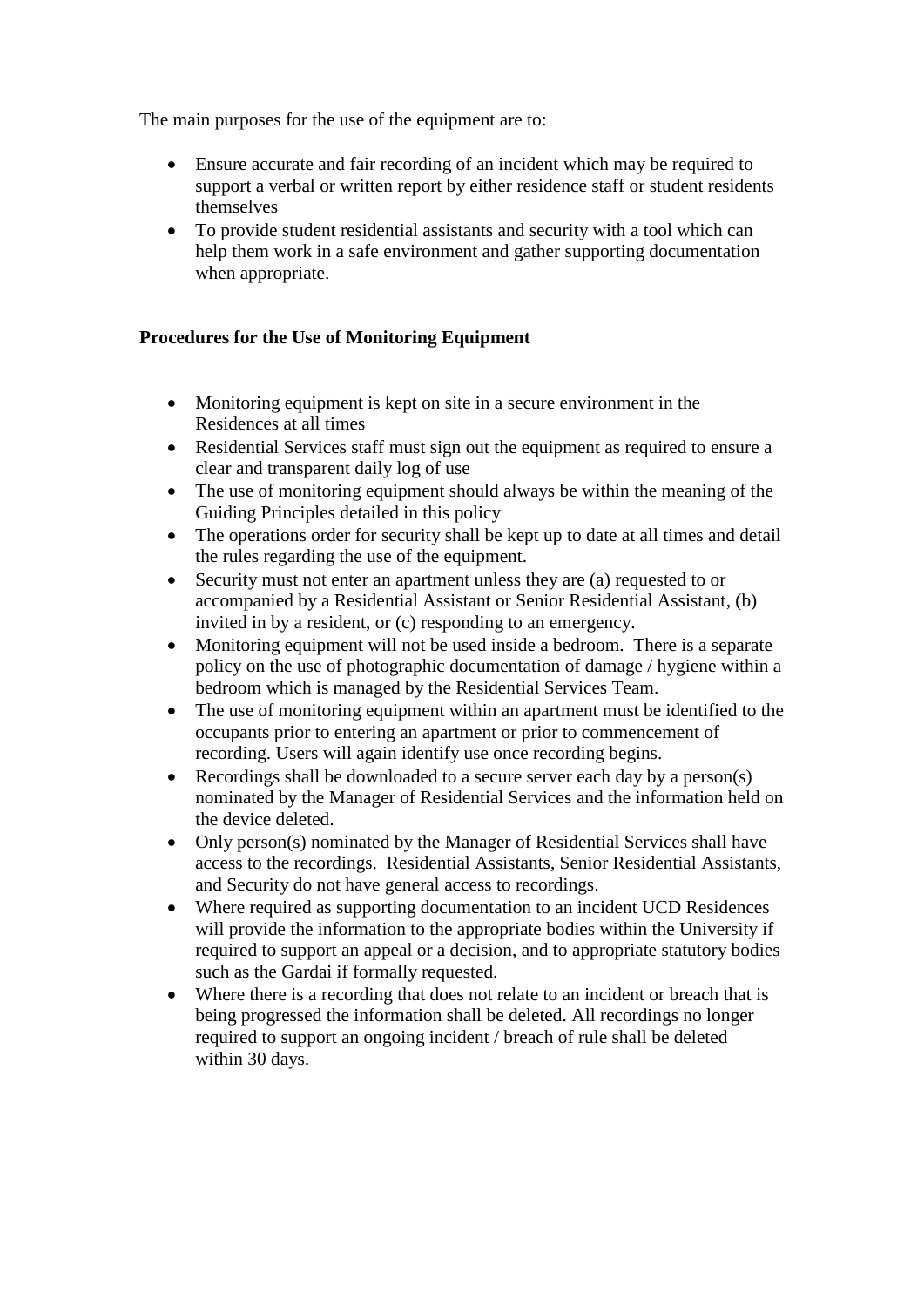The main purposes for the use of the equipment are to:

- Ensure accurate and fair recording of an incident which may be required to support a verbal or written report by either residence staff or student residents themselves
- To provide student residential assistants and security with a tool which can help them work in a safe environment and gather supporting documentation when appropriate.

**Procedures for the Use of Monitoring Equipment**

- Monitoring equipment is kept on site in a secure environment in the Residences at all times
- Residential Services staff must sign out the equipment as required to ensure a clear and transparent daily log of use
- The use of monitoring equipment should always be within the meaning of the Guiding Principles detailed in this policy
- The operations order for security shall be kept up to date at all times and detail the rules regarding the use of the equipment.
- Security must not enter an apartment unless they are (a) requested to or accompanied by a Residential Assistant or Senior Residential Assistant, (b) invited in by a resident, or (c) responding to an emergency.
- Monitoring equipment will not be used inside a bedroom. There is a separate policy on the use of photographic documentation of damage / hygiene within a bedroom which is managed by the Residential Services Team.
- The use of monitoring equipment within an apartment must be identified to the occupants prior to entering an apartment or prior to commencement of recording. Users will again identify use once recording begins.
- Recordings shall be downloaded to a secure server each day by a person(s) nominated by the Manager of Residential Services and the information held on the device deleted.
- Only person(s) nominated by the Manager of Residential Services shall have access to the recordings. Residential Assistants, Senior Residential Assistants, and Security do not have general access to recordings.
- Where required as supporting documentation to an incident UCD Residences will provide the information to the appropriate bodies within the University if required to support an appeal or a decision, and to appropriate statutory bodies such as the Gardai if formally requested.
- Where there is a recording that does not relate to an incident or breach that is being progressed the information shall be deleted. All recordings no longer required to support an ongoing incident / breach of rule shall be deleted within 30 days.